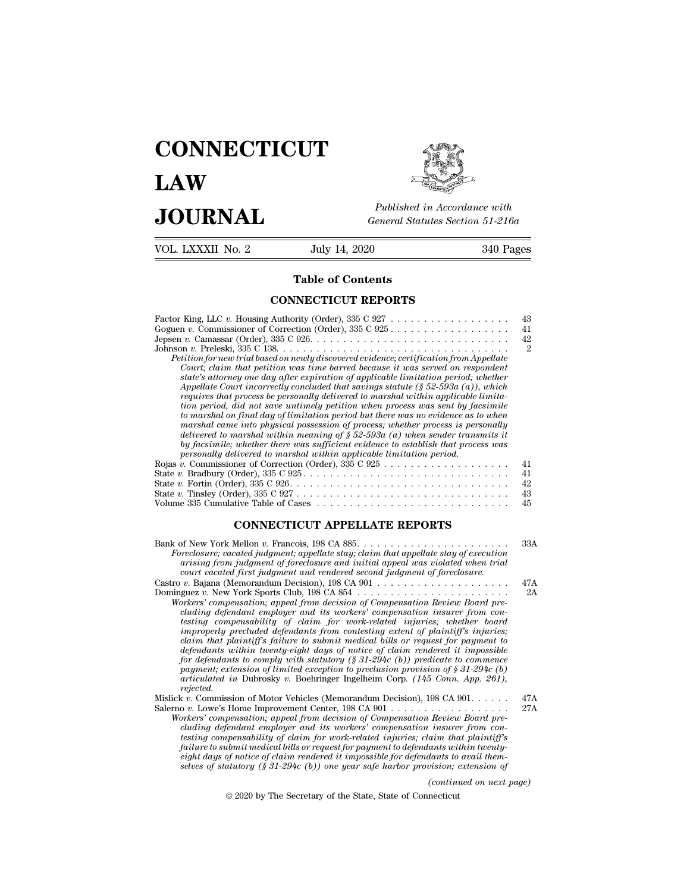# CONNECTICUT LAW JOURNAL

*Published in Accordance with General Statutes Section 51-216a*

VOL. LXXXII No. 2 — July 14, 2020 — 340 Pages

## Table of Contents

### CONNECTICUT REPORTS

Factor King, LLC *v.* Housing Authority (Order), 335 C 927 . . . . . . . . . . . . . . . . . . 43

Goguen *v.* Commissioner of Correction (Order), 335 C 925 . . . . . . . . . . . . . . . . . . 41

Jepsen *v.* Camassar (Order), 335 C 926. . . . . . . . . . . . . . . . . . . . . . . . . . . . . . 42

Johnson *v.* Preleski, 335 C 138. . . . . . . . . . . . . . . . . . . . . . . . . . . . . . . . . . . 2

*Petition for new trial based on newly discovered evidence; certification from Appellate Court; claim that petition was time barred because it was served on respondent state's attorney one day after expiration of applicable limitation period; whether Appellate Court incorrectly concluded that savings statute (§ 52-593a (a)), which requires that process be personally delivered to marshal within applicable limitation period, did not save untimely petition when process was sent by facsimile to marshal on final day of limitation period but there was no evidence as to when marshal came into physical possession of process; whether process is personally delivered to marshal within meaning of § 52-593a (a) when sender transmits it by facsimile; whether there was sufficient evidence to establish that process was personally delivered to marshal within applicable limitation period.*

Rojas *v.* Commissioner of Correction (Order), 335 C 925 . . . . . . . . . . . . . . . . . . . 41

State *v.* Bradbury (Order), 335 C 925. . . . . . . . . . . . . . . . . . . . . . . . . . . . . . . 41

State *v.* Fortin (Order), 335 C 926. . . . . . . . . . . . . . . . . . . . . . . . . . . . . . . . . 42

State *v.* Tinsley (Order), 335 C 927 . . . . . . . . . . . . . . . . . . . . . . . . . . . . . . . . 43

Volume 335 Cumulative Table of Cases . . . . . . . . . . . . . . . . . . . . . . . . . . . . . 45

### CONNECTICUT APPELLATE REPORTS

Bank of New York Mellon *v.* Francois, 198 CA 885. . . . . . . . . . . . . . . . . . . . . . . 33A

*Foreclosure; vacated judgment; appellate stay; claim that appellate stay of execution arising from judgment of foreclosure and initial appeal was violated when trial court vacated first judgment and rendered second judgment of foreclosure.*

Castro *v.* Bajana (Memorandum Decision), 198 CA 901 . . . . . . . . . . . . . . . . . . . . 47A

Dominguez *v.* New York Sports Club, 198 CA 854 . . . . . . . . . . . . . . . . . . . . . . . 2A

*Workers' compensation; appeal from decision of Compensation Review Board precluding defendant employer and its workers' compensation insurer from contesting compensability of claim for work-related injuries; whether board improperly precluded defendants from contesting extent of plaintiff's injuries; claim that plaintiff's failure to submit medical bills or request for payment to defendants within twenty-eight days of notice of claim rendered it impossible for defendants to comply with statutory (§ 31-294c (b)) predicate to commence payment; extension of limited exception to preclusion provision of § 31-294c (b) articulated in* Dubrosky v. Boehringer Ingelheim Corp. *(145 Conn. App. 261), rejected.*

Mislick *v.* Commission of Motor Vehicles (Memorandum Decision), 198 CA 901. . . . . . 47A

Salerno *v.* Lowe's Home Improvement Center, 198 CA 901 . . . . . . . . . . . . . . . . . . 27A

*Workers' compensation; appeal from decision of Compensation Review Board precluding defendant employer and its workers' compensation insurer from contesting compensability of claim for work-related injuries; claim that plaintiff's failure to submit medical bills or request for payment to defendants within twenty-eight days of notice of claim rendered it impossible for defendants to avail themselves of statutory (§ 31-294c (b)) one year safe harbor provision; extension of*

*(continued on next page)*

© 2020 by The Secretary of the State, State of Connecticut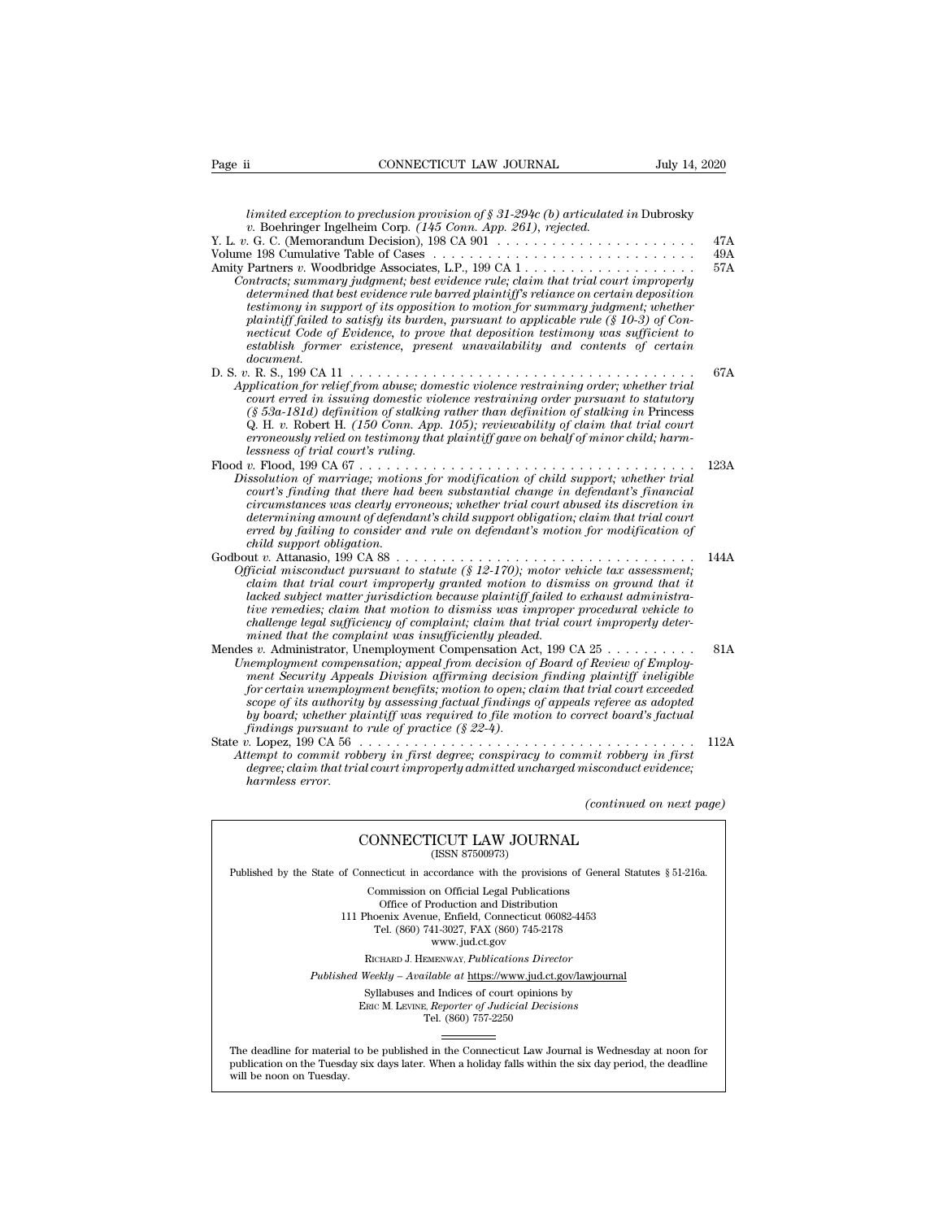*limited exception to preclusion provision of § 31-294c (b) articulated in* Dubrosky v. Boehringer Ingelheim Corp. *(145 Conn. App. 261), rejected.*

Y. L. *v.* G. C. (Memorandum Decision), 198 CA 901 . . . . . . . . . . . . . . . . . . . . . . 47A

Volume 198 Cumulative Table of Cases . . . . . . . . . . . . . . . . . . . . . . . . . . . . . 49A

Amity Partners *v.* Woodbridge Associates, L.P., 199 CA 1 . . . . . . . . . . . . . . . . . . . 57A

*Contracts; summary judgment; best evidence rule; claim that trial court improperly determined that best evidence rule barred plaintiff's reliance on certain deposition testimony in support of its opposition to motion for summary judgment; whether plaintiff failed to satisfy its burden, pursuant to applicable rule (§ 10-3) of Connecticut Code of Evidence, to prove that deposition testimony was sufficient to establish former existence, present unavailability and contents of certain document.*

D. S. *v.* R. S., 199 CA 11 . . . . . . . . . . . . . . . . . . . . . . . . . . . . . . . . . . . . 67A

*Application for relief from abuse; domestic violence restraining order; whether trial court erred in issuing domestic violence restraining order pursuant to statutory (§ 53a-181d) definition of stalking rather than definition of stalking in* Princess Q. H. v. Robert H. *(150 Conn. App. 105); reviewability of claim that trial court erroneously relied on testimony that plaintiff gave on behalf of minor child; harmlessness of trial court's ruling.*

Flood *v.* Flood, 199 CA 67 . . . . . . . . . . . . . . . . . . . . . . . . . . . . . . . . . . . 123A

*Dissolution of marriage; motions for modification of child support; whether trial court's finding that there had been substantial change in defendant's financial circumstances was clearly erroneous; whether trial court abused its discretion in determining amount of defendant's child support obligation; claim that trial court erred by failing to consider and rule on defendant's motion for modification of child support obligation.*

Godbout *v.* Attanasio, 199 CA 88 . . . . . . . . . . . . . . . . . . . . . . . . . . . . . . . 144A

*Official misconduct pursuant to statute (§ 12-170); motor vehicle tax assessment; claim that trial court improperly granted motion to dismiss on ground that it lacked subject matter jurisdiction because plaintiff failed to exhaust administrative remedies; claim that motion to dismiss was improper procedural vehicle to challenge legal sufficiency of complaint; claim that trial court improperly determined that the complaint was insufficiently pleaded.*

Mendes *v.* Administrator, Unemployment Compensation Act, 199 CA 25 . . . . . . . . . . 81A

*Unemployment compensation; appeal from decision of Board of Review of Employment Security Appeals Division affirming decision finding plaintiff ineligible for certain unemployment benefits; motion to open; claim that trial court exceeded scope of its authority by assessing factual findings of appeals referee as adopted by board; whether plaintiff was required to file motion to correct board's factual findings pursuant to rule of practice (§ 22-4).*

State *v.* Lopez, 199 CA 56 . . . . . . . . . . . . . . . . . . . . . . . . . . . . . . . . . . . 112A

*Attempt to commit robbery in first degree; conspiracy to commit robbery in first degree; claim that trial court improperly admitted uncharged misconduct evidence; harmless error.*

*(continued on next page)*

---

CONNECTICUT LAW JOURNAL
(ISSN 87500973)

Published by the State of Connecticut in accordance with the provisions of General Statutes § 51-216a.

Commission on Official Legal Publications
Office of Production and Distribution
111 Phoenix Avenue, Enfield, Connecticut 06082-4453
Tel. (860) 741-3027, FAX (860) 745-2178
www.jud.ct.gov

RICHARD J. HEMENWAY, *Publications Director*

*Published Weekly – Available at* https://www.jud.ct.gov/lawjournal

Syllabuses and Indices of court opinions by
ERIC M. LEVINE, *Reporter of Judicial Decisions*
Tel. (860) 757-2250

The deadline for material to be published in the Connecticut Law Journal is Wednesday at noon for publication on the Tuesday six days later. When a holiday falls within the six day period, the deadline will be noon on Tuesday.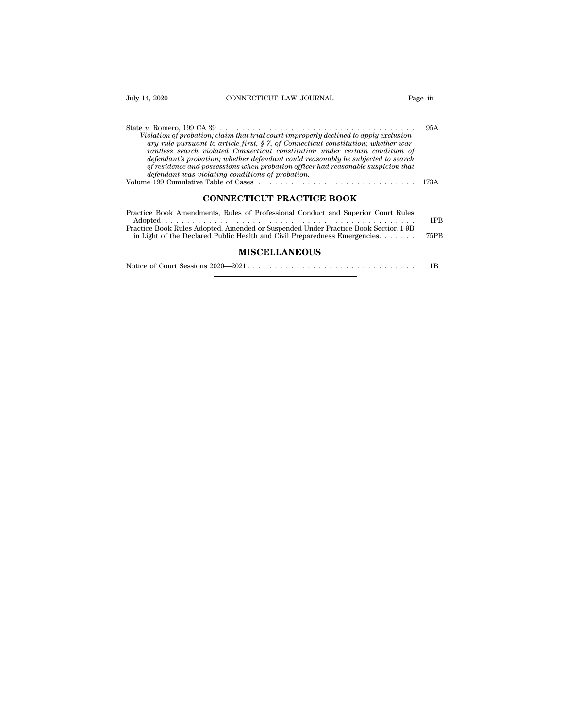State *v.* Romero, 199 CA 39 . . . . . . . . . . . . . . . . . . . . . . . . . . . . . . . . . . . . 95A
*Violation of probation; claim that trial court improperly declined to apply exclusionary rule pursuant to article first, § 7, of Connecticut constitution; whether warrantless search violated Connecticut constitution under certain condition of defendant's probation; whether defendant could reasonably be subjected to search of residence and possessions when probation officer had reasonable suspicion that defendant was violating conditions of probation.*

Volume 199 Cumulative Table of Cases . . . . . . . . . . . . . . . . . . . . . . . . . . . . 173A

## CONNECTICUT PRACTICE BOOK

Practice Book Amendments, Rules of Professional Conduct and Superior Court Rules Adopted . . . . . . . . . . . . . . . . . . . . . . . . . . . . . . . . . . . . . . . . . . . . . 1PB

Practice Book Rules Adopted, Amended or Suspended Under Practice Book Section 1-9B in Light of the Declared Public Health and Civil Preparedness Emergencies. . . . . . . 75PB

## MISCELLANEOUS

Notice of Court Sessions 2020—2021. . . . . . . . . . . . . . . . . . . . . . . . . . . . . . 1B